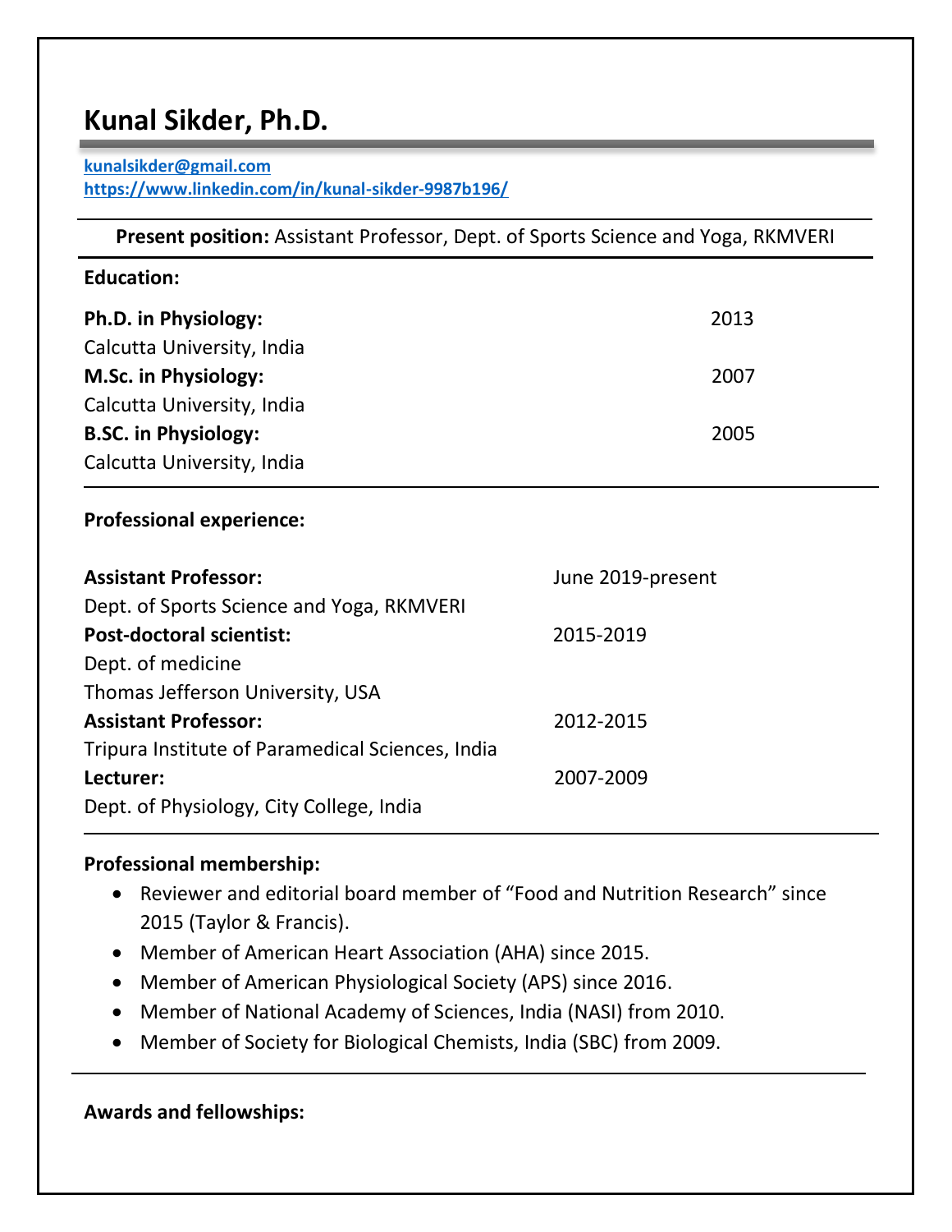# Kunal Sikder, Ph.D.

kunalsikder@gmail.com
https://www.linkedin.com/in/kunal-sikder-9987b196/

**Present position:** Assistant Professor, Dept. of Sports Science and Yoga, RKMVERI

**Education:**

**Ph.D. in Physiology:** 2013
Calcutta University, India

**M.Sc. in Physiology:** 2007
Calcutta University, India

**B.SC. in Physiology:** 2005
Calcutta University, India

**Professional experience:**

**Assistant Professor:** June 2019-present
Dept. of Sports Science and Yoga, RKMVERI

**Post-doctoral scientist:** 2015-2019
Dept. of medicine
Thomas Jefferson University, USA

**Assistant Professor:** 2012-2015
Tripura Institute of Paramedical Sciences, India

**Lecturer:** 2007-2009
Dept. of Physiology, City College, India

**Professional membership:**

- Reviewer and editorial board member of "Food and Nutrition Research" since 2015 (Taylor & Francis).
- Member of American Heart Association (AHA) since 2015.
- Member of American Physiological Society (APS) since 2016.
- Member of National Academy of Sciences, India (NASI) from 2010.
- Member of Society for Biological Chemists, India (SBC) from 2009.

**Awards and fellowships:**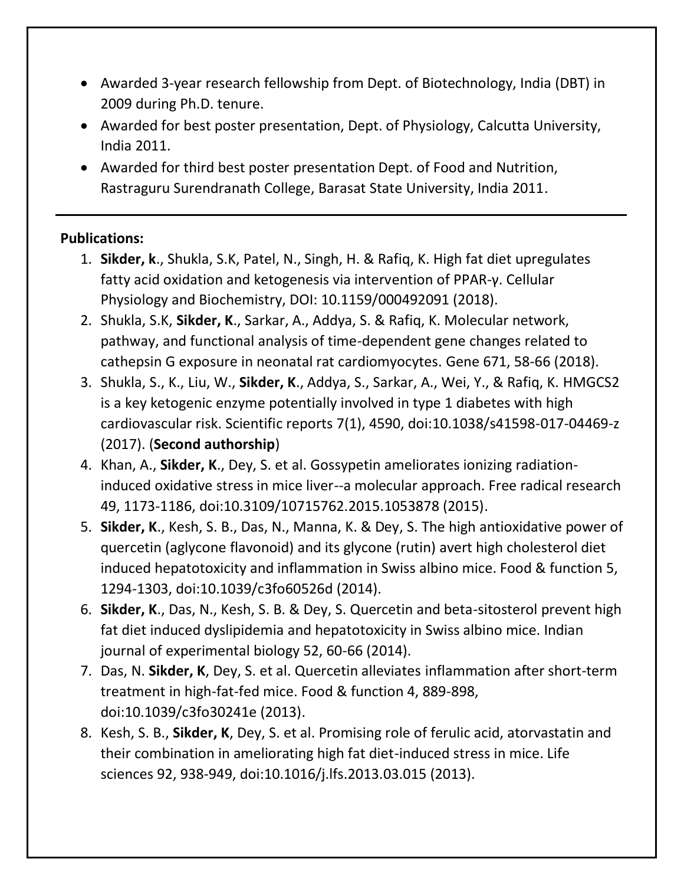- Awarded 3-year research fellowship from Dept. of Biotechnology, India (DBT) in 2009 during Ph.D. tenure.
- Awarded for best poster presentation, Dept. of Physiology, Calcutta University, India 2011.
- Awarded for third best poster presentation Dept. of Food and Nutrition, Rastraguru Surendranath College, Barasat State University, India 2011.

---

**Publications:**

1. **Sikder, k**., Shukla, S.K, Patel, N., Singh, H. & Rafiq, K. High fat diet upregulates fatty acid oxidation and ketogenesis via intervention of PPAR-γ. Cellular Physiology and Biochemistry, DOI: 10.1159/000492091 (2018).
2. Shukla, S.K, **Sikder, K**., Sarkar, A., Addya, S. & Rafiq, K. Molecular network, pathway, and functional analysis of time-dependent gene changes related to cathepsin G exposure in neonatal rat cardiomyocytes. Gene 671, 58-66 (2018).
3. Shukla, S., K., Liu, W., **Sikder, K**., Addya, S., Sarkar, A., Wei, Y., & Rafiq, K. HMGCS2 is a key ketogenic enzyme potentially involved in type 1 diabetes with high cardiovascular risk. Scientific reports 7(1), 4590, doi:10.1038/s41598-017-04469-z (2017). (**Second authorship**)
4. Khan, A., **Sikder, K**., Dey, S. et al. Gossypetin ameliorates ionizing radiation-induced oxidative stress in mice liver--a molecular approach. Free radical research 49, 1173-1186, doi:10.3109/10715762.2015.1053878 (2015).
5. **Sikder, K**., Kesh, S. B., Das, N., Manna, K. & Dey, S. The high antioxidative power of quercetin (aglycone flavonoid) and its glycone (rutin) avert high cholesterol diet induced hepatotoxicity and inflammation in Swiss albino mice. Food & function 5, 1294-1303, doi:10.1039/c3fo60526d (2014).
6. **Sikder, K**., Das, N., Kesh, S. B. & Dey, S. Quercetin and beta-sitosterol prevent high fat diet induced dyslipidemia and hepatotoxicity in Swiss albino mice. Indian journal of experimental biology 52, 60-66 (2014).
7. Das, N. **Sikder, K**, Dey, S. et al. Quercetin alleviates inflammation after short-term treatment in high-fat-fed mice. Food & function 4, 889-898, doi:10.1039/c3fo30241e (2013).
8. Kesh, S. B., **Sikder, K**, Dey, S. et al. Promising role of ferulic acid, atorvastatin and their combination in ameliorating high fat diet-induced stress in mice. Life sciences 92, 938-949, doi:10.1016/j.lfs.2013.03.015 (2013).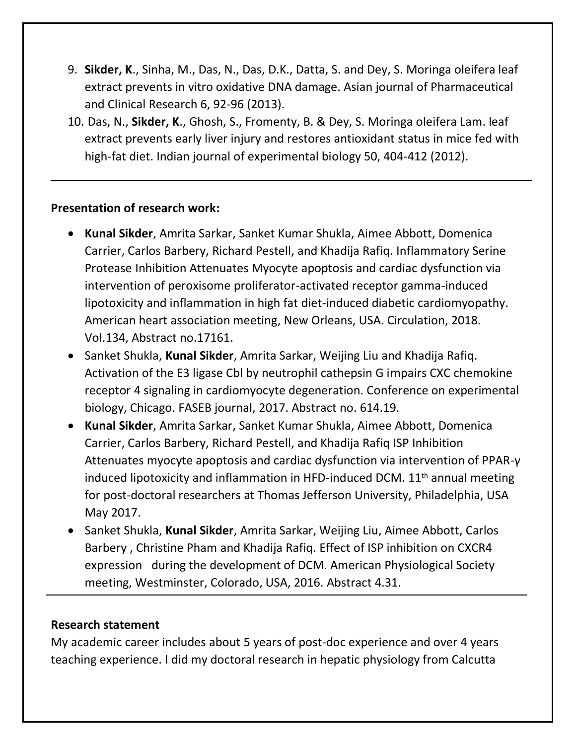9. **Sikder, K**., Sinha, M., Das, N., Das, D.K., Datta, S. and Dey, S. Moringa oleifera leaf extract prevents in vitro oxidative DNA damage. Asian journal of Pharmaceutical and Clinical Research 6, 92-96 (2013).
10. Das, N., **Sikder, K**., Ghosh, S., Fromenty, B. & Dey, S. Moringa oleifera Lam. leaf extract prevents early liver injury and restores antioxidant status in mice fed with high-fat diet. Indian journal of experimental biology 50, 404-412 (2012).

---

**Presentation of research work:**

- **Kunal Sikder**, Amrita Sarkar, Sanket Kumar Shukla, Aimee Abbott, Domenica Carrier, Carlos Barbery, Richard Pestell, and Khadija Rafiq. Inflammatory Serine Protease Inhibition Attenuates Myocyte apoptosis and cardiac dysfunction via intervention of peroxisome proliferator-activated receptor gamma-induced lipotoxicity and inflammation in high fat diet-induced diabetic cardiomyopathy. American heart association meeting, New Orleans, USA. Circulation, 2018. Vol.134, Abstract no.17161.
- Sanket Shukla, **Kunal Sikder**, Amrita Sarkar, Weijing Liu and Khadija Rafiq. Activation of the E3 ligase Cbl by neutrophil cathepsin G impairs CXC chemokine receptor 4 signaling in cardiomyocyte degeneration. Conference on experimental biology, Chicago. FASEB journal, 2017. Abstract no. 614.19.
- **Kunal Sikder**, Amrita Sarkar, Sanket Kumar Shukla, Aimee Abbott, Domenica Carrier, Carlos Barbery, Richard Pestell, and Khadija Rafiq ISP Inhibition Attenuates myocyte apoptosis and cardiac dysfunction via intervention of PPAR-γ induced lipotoxicity and inflammation in HFD-induced DCM. 11th annual meeting for post-doctoral researchers at Thomas Jefferson University, Philadelphia, USA May 2017.
- Sanket Shukla, **Kunal Sikder**, Amrita Sarkar, Weijing Liu, Aimee Abbott, Carlos Barbery , Christine Pham and Khadija Rafiq. Effect of ISP inhibition on CXCR4 expression during the development of DCM. American Physiological Society meeting, Westminster, Colorado, USA, 2016. Abstract 4.31.

---

**Research statement**

My academic career includes about 5 years of post-doc experience and over 4 years teaching experience. I did my doctoral research in hepatic physiology from Calcutta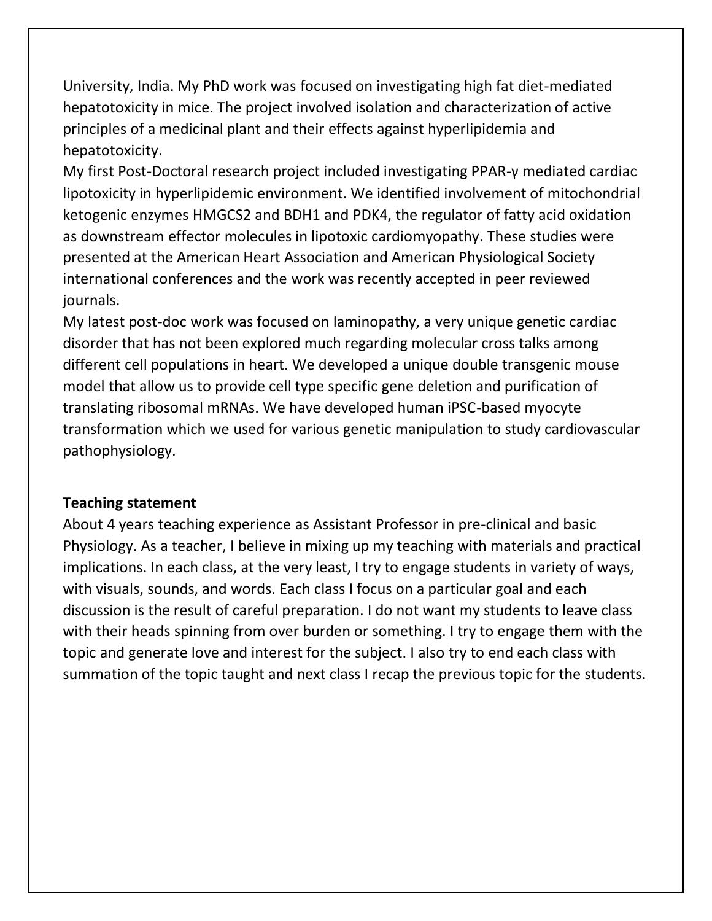University, India. My PhD work was focused on investigating high fat diet-mediated hepatotoxicity in mice. The project involved isolation and characterization of active principles of a medicinal plant and their effects against hyperlipidemia and hepatotoxicity.

My first Post-Doctoral research project included investigating PPAR-γ mediated cardiac lipotoxicity in hyperlipidemic environment. We identified involvement of mitochondrial ketogenic enzymes HMGCS2 and BDH1 and PDK4, the regulator of fatty acid oxidation as downstream effector molecules in lipotoxic cardiomyopathy. These studies were presented at the American Heart Association and American Physiological Society international conferences and the work was recently accepted in peer reviewed journals.

My latest post-doc work was focused on laminopathy, a very unique genetic cardiac disorder that has not been explored much regarding molecular cross talks among different cell populations in heart. We developed a unique double transgenic mouse model that allow us to provide cell type specific gene deletion and purification of translating ribosomal mRNAs. We have developed human iPSC-based myocyte transformation which we used for various genetic manipulation to study cardiovascular pathophysiology.

**Teaching statement**

About 4 years teaching experience as Assistant Professor in pre-clinical and basic Physiology. As a teacher, I believe in mixing up my teaching with materials and practical implications. In each class, at the very least, I try to engage students in variety of ways, with visuals, sounds, and words. Each class I focus on a particular goal and each discussion is the result of careful preparation. I do not want my students to leave class with their heads spinning from over burden or something. I try to engage them with the topic and generate love and interest for the subject. I also try to end each class with summation of the topic taught and next class I recap the previous topic for the students.